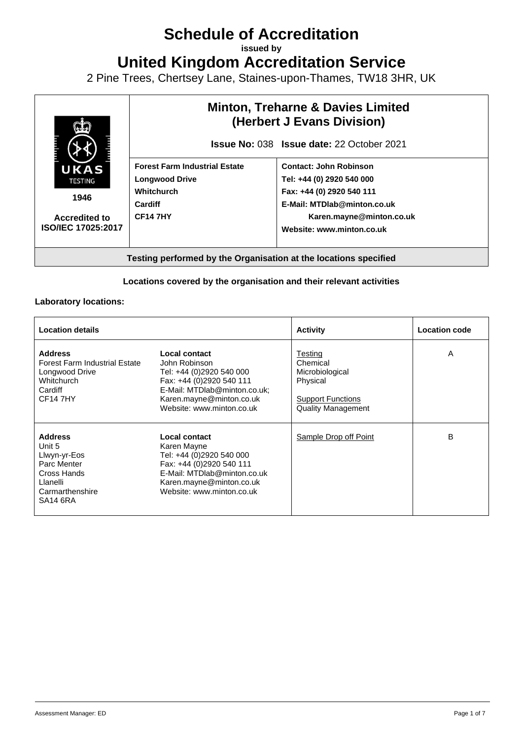# Schedule of Accreditation

**issued by**

# United Kingdom Accreditation Service

2 Pine Trees, Chertsey Lane, Staines-upon-Thames, TW18 3HR, UK

| UKAS TESTING 1946 | **Minton, Treharne & Davies Limited (Herbert J Evans Division)** | |
|---|---|---|
| | | **Issue No:** 038 **Issue date:** 22 October 2021 |
| **Accredited to ISO/IEC 17025:2017** | **Forest Farm Industrial Estate**<br>**Longwood Drive**<br>**Whitchurch**<br>**Cardiff**<br>**CF14 7HY** | **Contact: John Robinson**<br>**Tel: +44 (0) 2920 540 000**<br>**Fax: +44 (0) 2920 540 111**<br>**E-Mail: MTDlab@minton.co.uk**<br>**Karen.mayne@minton.co.uk**<br>**Website: www.minton.co.uk** |

**Testing performed by the Organisation at the locations specified**

**Locations covered by the organisation and their relevant activities**

**Laboratory locations:**

| Location details | | Activity | Location code |
|---|---|---|---|
| **Address**<br>Forest Farm Industrial Estate<br>Longwood Drive<br>Whitchurch<br>Cardiff<br>CF14 7HY | **Local contact**<br>John Robinson<br>Tel: +44 (0)2920 540 000<br>Fax: +44 (0)2920 540 111<br>E-Mail: MTDlab@minton.co.uk;<br>Karen.mayne@minton.co.uk<br>Website: www.minton.co.uk | Testing<br>Chemical<br>Microbiological<br>Physical<br><br>Support Functions<br>Quality Management | A |
| **Address**<br>Unit 5<br>Llwyn-yr-Eos<br>Parc Menter<br>Cross Hands<br>Llanelli<br>Carmarthenshire<br>SA14 6RA | **Local contact**<br>Karen Mayne<br>Tel: +44 (0)2920 540 000<br>Fax: +44 (0)2920 540 111<br>E-Mail: MTDlab@minton.co.uk<br>Karen.mayne@minton.co.uk<br>Website: www.minton.co.uk | Sample Drop off Point | B |

Assessment Manager: ED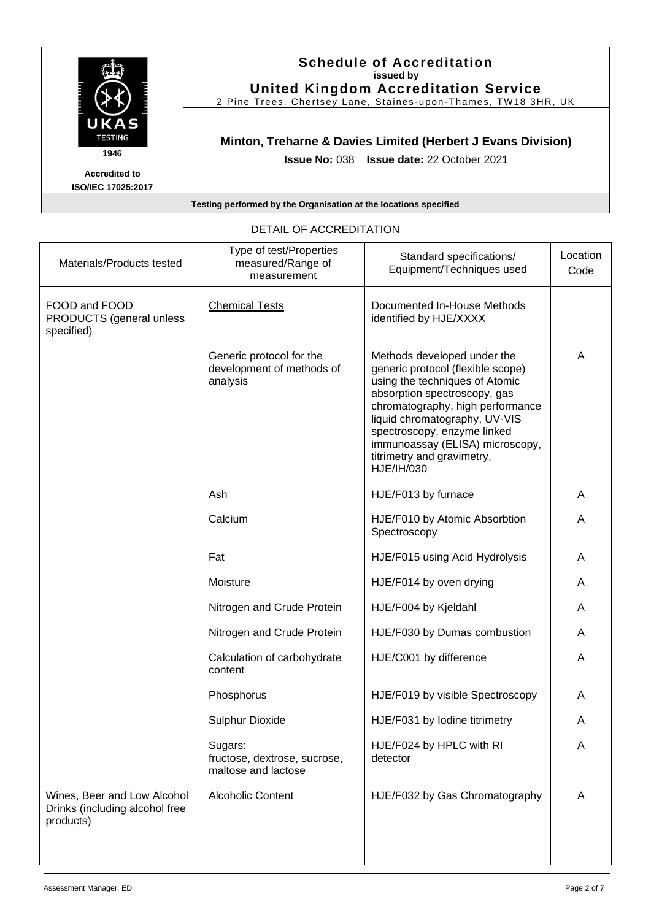**Schedule of Accreditation**
issued by
**United Kingdom Accreditation Service**
2 Pine Trees, Chertsey Lane, Staines-upon-Thames, TW18 3HR, UK

UKAS TESTING 1946

Accredited to ISO/IEC 17025:2017

**Minton, Treharne & Davies Limited (Herbert J Evans Division)**

**Issue No:** 038 **Issue date:** 22 October 2021

**Testing performed by the Organisation at the locations specified**

DETAIL OF ACCREDITATION

| Materials/Products tested | Type of test/Properties measured/Range of measurement | Standard specifications/ Equipment/Techniques used | Location Code |
|---|---|---|---|
| FOOD and FOOD PRODUCTS (general unless specified) | Chemical Tests | Documented In-House Methods identified by HJE/XXXX | |
| | Generic protocol for the development of methods of analysis | Methods developed under the generic protocol (flexible scope) using the techniques of Atomic absorption spectroscopy, gas chromatography, high performance liquid chromatography, UV-VIS spectroscopy, enzyme linked immunoassay (ELISA) microscopy, titrimetry and gravimetry, HJE/IH/030 | A |
| | Ash | HJE/F013 by furnace | A |
| | Calcium | HJE/F010 by Atomic Absorbtion Spectroscopy | A |
| | Fat | HJE/F015 using Acid Hydrolysis | A |
| | Moisture | HJE/F014 by oven drying | A |
| | Nitrogen and Crude Protein | HJE/F004 by Kjeldahl | A |
| | Nitrogen and Crude Protein | HJE/F030 by Dumas combustion | A |
| | Calculation of carbohydrate content | HJE/C001 by difference | A |
| | Phosphorus | HJE/F019 by visible Spectroscopy | A |
| | Sulphur Dioxide | HJE/F031 by Iodine titrimetry | A |
| | Sugars: fructose, dextrose, sucrose, maltose and lactose | HJE/F024 by HPLC with RI detector | A |
| Wines, Beer and Low Alcohol Drinks (including alcohol free products) | Alcoholic Content | HJE/F032 by Gas Chromatography | A |

Assessment Manager: ED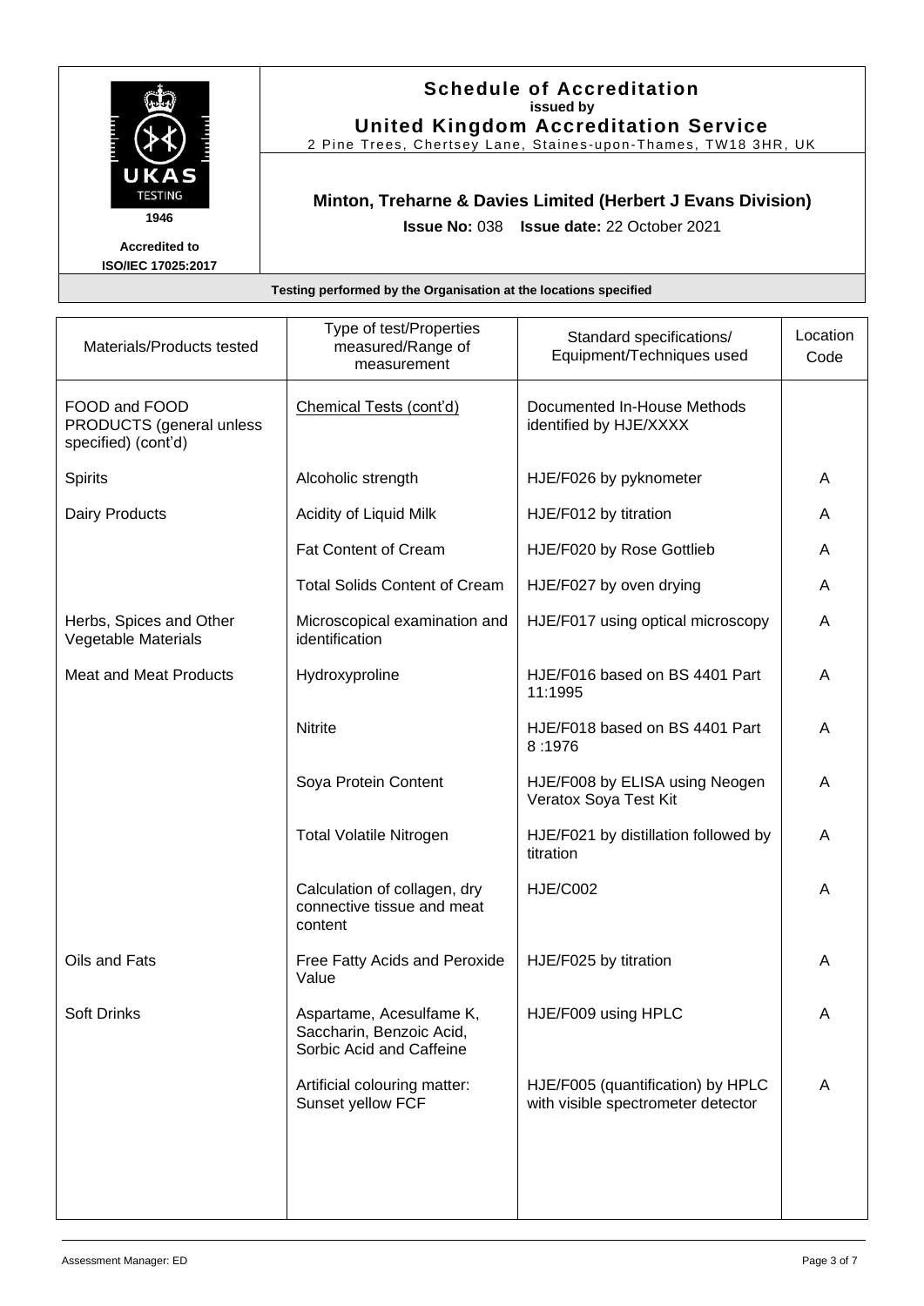**Schedule of Accreditation**
**issued by**
**United Kingdom Accreditation Service**
2 Pine Trees, Chertsey Lane, Staines-upon-Thames, TW18 3HR, UK

UKAS TESTING
1946

**Accredited to ISO/IEC 17025:2017**

**Minton, Treharne & Davies Limited (Herbert J Evans Division)**

**Issue No:** 038 **Issue date:** 22 October 2021

**Testing performed by the Organisation at the locations specified**

| Materials/Products tested | Type of test/Properties measured/Range of measurement | Standard specifications/ Equipment/Techniques used | Location Code |
|---|---|---|---|
| FOOD and FOOD PRODUCTS (general unless specified) (cont'd) | Chemical Tests (cont'd) | Documented In-House Methods identified by HJE/XXXX | |
| Spirits | Alcoholic strength | HJE/F026 by pyknometer | A |
| Dairy Products | Acidity of Liquid Milk | HJE/F012 by titration | A |
| | Fat Content of Cream | HJE/F020 by Rose Gottlieb | A |
| | Total Solids Content of Cream | HJE/F027 by oven drying | A |
| Herbs, Spices and Other Vegetable Materials | Microscopical examination and identification | HJE/F017 using optical microscopy | A |
| Meat and Meat Products | Hydroxyproline | HJE/F016 based on BS 4401 Part 11:1995 | A |
| | Nitrite | HJE/F018 based on BS 4401 Part 8 :1976 | A |
| | Soya Protein Content | HJE/F008 by ELISA using Neogen Veratox Soya Test Kit | A |
| | Total Volatile Nitrogen | HJE/F021 by distillation followed by titration | A |
| | Calculation of collagen, dry connective tissue and meat content | HJE/C002 | A |
| Oils and Fats | Free Fatty Acids and Peroxide Value | HJE/F025 by titration | A |
| Soft Drinks | Aspartame, Acesulfame K, Saccharin, Benzoic Acid, Sorbic Acid and Caffeine | HJE/F009 using HPLC | A |
| | Artificial colouring matter: Sunset yellow FCF | HJE/F005 (quantification) by HPLC with visible spectrometer detector | A |

Assessment Manager: ED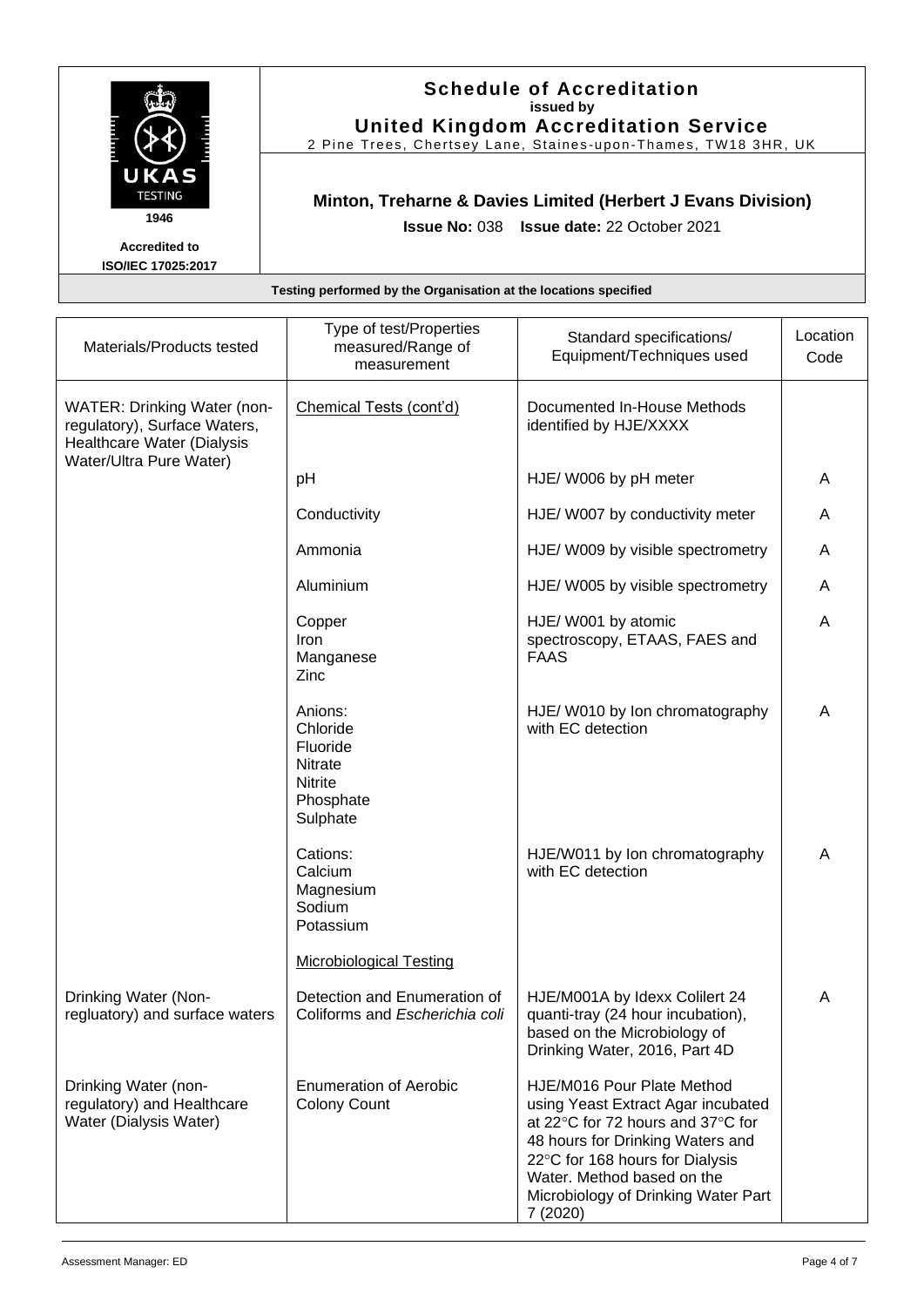**Schedule of Accreditation**
**issued by**
**United Kingdom Accreditation Service**
2 Pine Trees, Chertsey Lane, Staines-upon-Thames, TW18 3HR, UK

UKAS TESTING 1946

**Accredited to ISO/IEC 17025:2017**

**Minton, Treharne & Davies Limited (Herbert J Evans Division)**

**Issue No:** 038 **Issue date:** 22 October 2021

**Testing performed by the Organisation at the locations specified**

| Materials/Products tested | Type of test/Properties measured/Range of measurement | Standard specifications/ Equipment/Techniques used | Location Code |
|---|---|---|---|
| WATER: Drinking Water (non-regulatory), Surface Waters, Healthcare Water (Dialysis Water/Ultra Pure Water) | Chemical Tests (cont'd) | Documented In-House Methods identified by HJE/XXXX | |
| | pH | HJE/ W006 by pH meter | A |
| | Conductivity | HJE/ W007 by conductivity meter | A |
| | Ammonia | HJE/ W009 by visible spectrometry | A |
| | Aluminium | HJE/ W005 by visible spectrometry | A |
| | Copper<br>Iron<br>Manganese<br>Zinc | HJE/ W001 by atomic spectroscopy, ETAAS, FAES and FAAS | A |
| | Anions:<br>Chloride<br>Fluoride<br>Nitrate<br>Nitrite<br>Phosphate<br>Sulphate | HJE/ W010 by Ion chromatography with EC detection | A |
| | Cations:<br>Calcium<br>Magnesium<br>Sodium<br>Potassium | HJE/W011 by Ion chromatography with EC detection | A |
| | Microbiological Testing | | |
| Drinking Water (Non-regluatory) and surface waters | Detection and Enumeration of Coliforms and *Escherichia coli* | HJE/M001A by Idexx Colilert 24 quanti-tray (24 hour incubation), based on the Microbiology of Drinking Water, 2016, Part 4D | A |
| Drinking Water (non-regulatory) and Healthcare Water (Dialysis Water) | Enumeration of Aerobic Colony Count | HJE/M016 Pour Plate Method using Yeast Extract Agar incubated at 22°C for 72 hours and 37°C for 48 hours for Drinking Waters and 22°C for 168 hours for Dialysis Water. Method based on the Microbiology of Drinking Water Part 7 (2020) | |

Assessment Manager: ED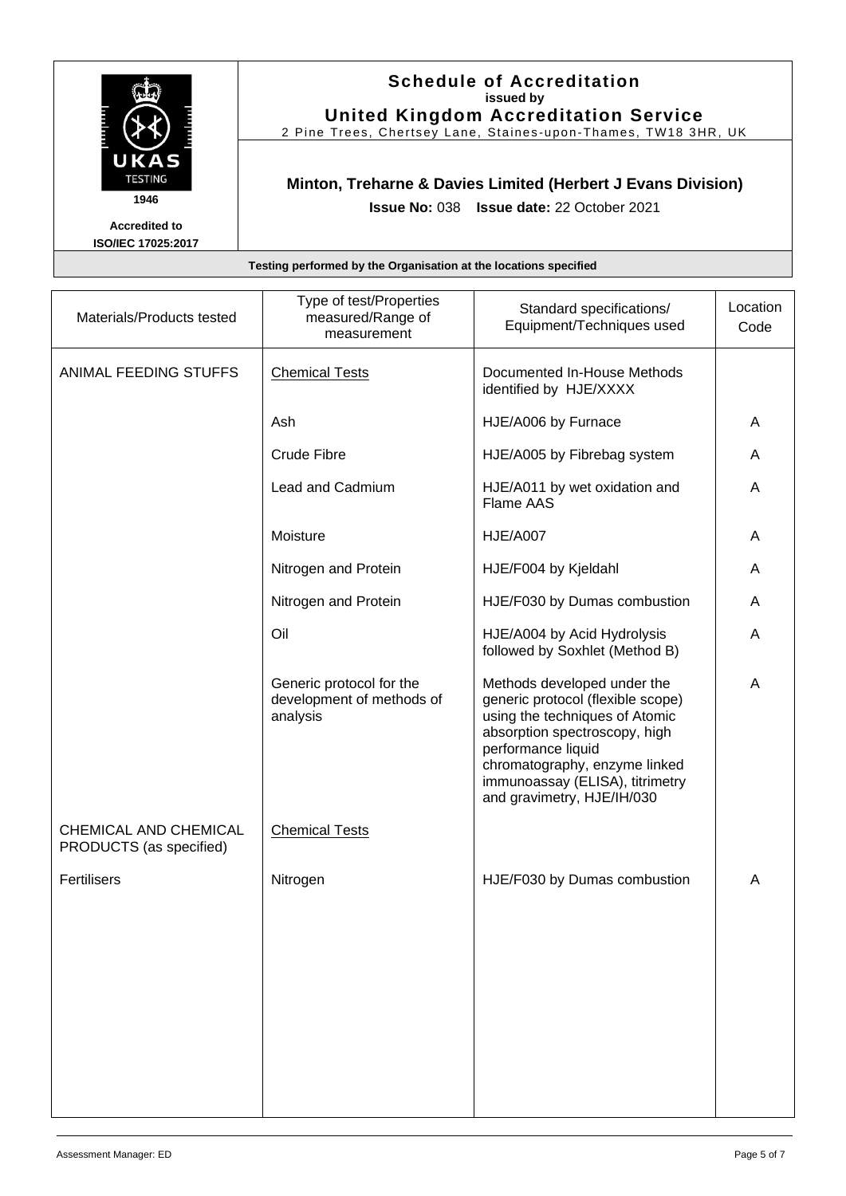**Schedule of Accreditation**
**issued by**
**United Kingdom Accreditation Service**
2 Pine Trees, Chertsey Lane, Staines-upon-Thames, TW18 3HR, UK

UKAS TESTING 1946

**Accredited to ISO/IEC 17025:2017**

**Minton, Treharne & Davies Limited (Herbert J Evans Division)**

**Issue No:** 038 **Issue date:** 22 October 2021

**Testing performed by the Organisation at the locations specified**

| Materials/Products tested | Type of test/Properties measured/Range of measurement | Standard specifications/ Equipment/Techniques used | Location Code |
|---|---|---|---|
| ANIMAL FEEDING STUFFS | Chemical Tests | Documented In-House Methods identified by HJE/XXXX | |
| | Ash | HJE/A006 by Furnace | A |
| | Crude Fibre | HJE/A005 by Fibrebag system | A |
| | Lead and Cadmium | HJE/A011 by wet oxidation and Flame AAS | A |
| | Moisture | HJE/A007 | A |
| | Nitrogen and Protein | HJE/F004 by Kjeldahl | A |
| | Nitrogen and Protein | HJE/F030 by Dumas combustion | A |
| | Oil | HJE/A004 by Acid Hydrolysis followed by Soxhlet (Method B) | A |
| | Generic protocol for the development of methods of analysis | Methods developed under the generic protocol (flexible scope) using the techniques of Atomic absorption spectroscopy, high performance liquid chromatography, enzyme linked immunoassay (ELISA), titrimetry and gravimetry, HJE/IH/030 | A |
| CHEMICAL AND CHEMICAL PRODUCTS (as specified) | Chemical Tests | | |
| Fertilisers | Nitrogen | HJE/F030 by Dumas combustion | A |

Assessment Manager: ED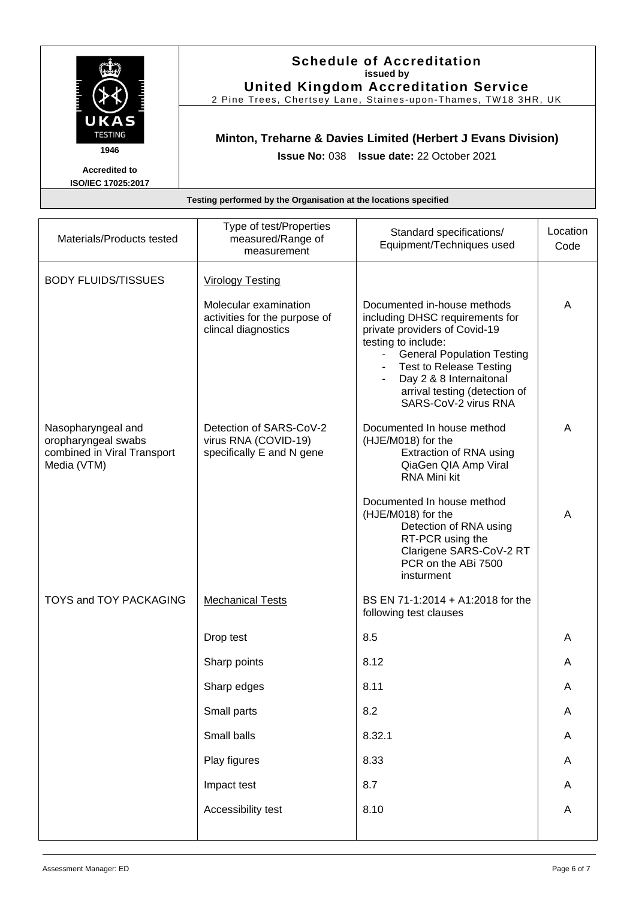**Schedule of Accreditation**
**issued by**
**United Kingdom Accreditation Service**
2 Pine Trees, Chertsey Lane, Staines-upon-Thames, TW18 3HR, UK

UKAS TESTING 1946

**Accredited to ISO/IEC 17025:2017**

**Minton, Treharne & Davies Limited (Herbert J Evans Division)**

**Issue No:** 038 **Issue date:** 22 October 2021

**Testing performed by the Organisation at the locations specified**

| Materials/Products tested | Type of test/Properties measured/Range of measurement | Standard specifications/ Equipment/Techniques used | Location Code |
|---|---|---|---|
| BODY FLUIDS/TISSUES | Virology Testing | | |
| | Molecular examination activities for the purpose of clincal diagnostics | Documented in-house methods including DHSC requirements for private providers of Covid-19 testing to include:<br>- General Population Testing<br>- Test to Release Testing<br>- Day 2 & 8 Internaitonal arrival testing (detection of SARS-CoV-2 virus RNA | A |
| Nasopharyngeal and oropharyngeal swabs combined in Viral Transport Media (VTM) | Detection of SARS-CoV-2 virus RNA (COVID-19) specifically E and N gene | Documented In house method (HJE/M018) for the Extraction of RNA using QiaGen QIA Amp Viral RNA Mini kit | A |
| | | Documented In house method (HJE/M018) for the Detection of RNA using RT-PCR using the Clarigene SARS-CoV-2 RT PCR on the ABi 7500 insturment | A |
| TOYS and TOY PACKAGING | Mechanical Tests | BS EN 71-1:2014 + A1:2018 for the following test clauses | |
| | Drop test | 8.5 | A |
| | Sharp points | 8.12 | A |
| | Sharp edges | 8.11 | A |
| | Small parts | 8.2 | A |
| | Small balls | 8.32.1 | A |
| | Play figures | 8.33 | A |
| | Impact test | 8.7 | A |
| | Accessibility test | 8.10 | A |

Assessment Manager: ED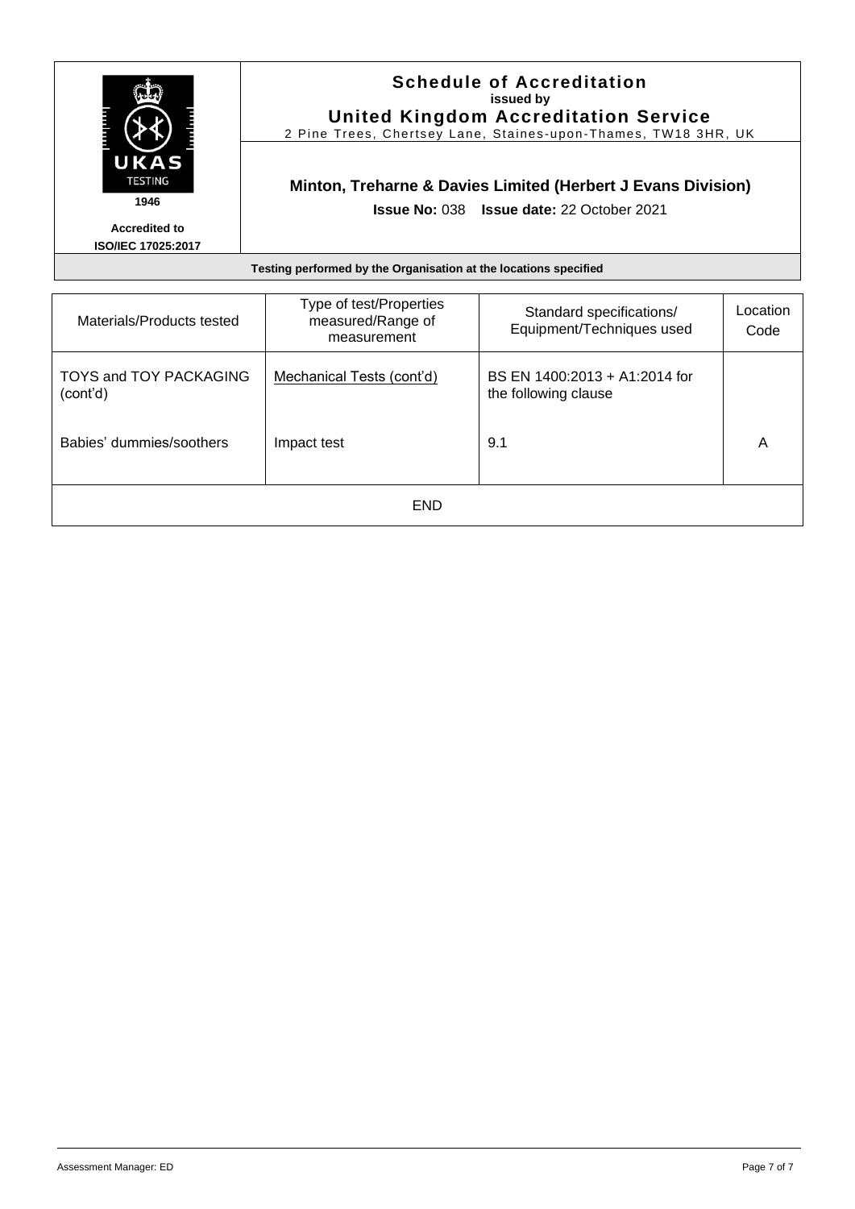**Schedule of Accreditation**
**issued by**
**United Kingdom Accreditation Service**
2 Pine Trees, Chertsey Lane, Staines-upon-Thames, TW18 3HR, UK

UKAS TESTING
1946

**Accredited to ISO/IEC 17025:2017**

**Minton, Treharne & Davies Limited (Herbert J Evans Division)**

**Issue No:** 038 **Issue date:** 22 October 2021

**Testing performed by the Organisation at the locations specified**

| Materials/Products tested | Type of test/Properties measured/Range of measurement | Standard specifications/ Equipment/Techniques used | Location Code |
|---|---|---|---|
| TOYS and TOY PACKAGING (cont'd) | Mechanical Tests (cont'd) | BS EN 1400:2013 + A1:2014 for the following clause | |
| Babies' dummies/soothers | Impact test | 9.1 | A |
| END | | | |

Assessment Manager: ED